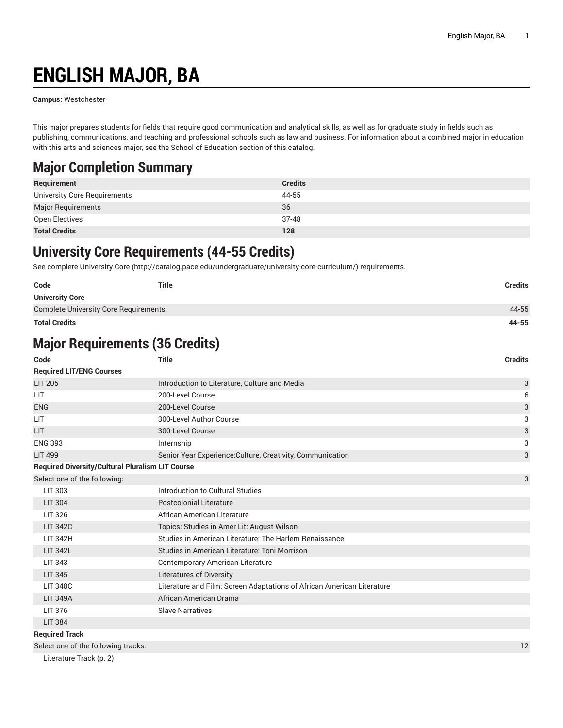# ENGLISH MAJOR, BA

**Campus:** Westchester

This major prepares students for fields that require good communication and analytical skills, as well as for graduate study in fields such as publishing, communications, and teaching and professional schools such as law and business. For information about a combined major in education with this arts and sciences major, see the School of Education section of this catalog.

## Major Completion Summary

| Requirement | Credits |
|---|---|
| University Core Requirements | 44-55 |
| Major Requirements | 36 |
| Open Electives | 37-48 |
| **Total Credits** | **128** |

## University Core Requirements (44-55 Credits)

See complete University Core (http://catalog.pace.edu/undergraduate/university-core-curriculum/) requirements.

| Code | Title | Credits |
|---|---|---|
| **University Core** | | |
| Complete University Core Requirements | | 44-55 |
| **Total Credits** | | **44-55** |

## Major Requirements (36 Credits)

| Code | Title | Credits |
|---|---|---|
| **Required LIT/ENG Courses** | | |
| LIT 205 | Introduction to Literature, Culture and Media | 3 |
| LIT | 200-Level Course | 6 |
| ENG | 200-Level Course | 3 |
| LIT | 300-Level Author Course | 3 |
| LIT | 300-Level Course | 3 |
| ENG 393 | Internship | 3 |
| LIT 499 | Senior Year Experience:Culture, Creativity, Communication | 3 |
| **Required Diversity/Cultural Pluralism LIT Course** | | |
| Select one of the following: | | 3 |
| LIT 303 | Introduction to Cultural Studies | |
| LIT 304 | Postcolonial Literature | |
| LIT 326 | African American Literature | |
| LIT 342C | Topics: Studies in Amer Lit: August Wilson | |
| LIT 342H | Studies in American Literature: The Harlem Renaissance | |
| LIT 342L | Studies in American Literature: Toni Morrison | |
| LIT 343 | Contemporary American Literature | |
| LIT 345 | Literatures of Diversity | |
| LIT 348C | Literature and Film: Screen Adaptations of African American Literature | |
| LIT 349A | African American Drama | |
| LIT 376 | Slave Narratives | |
| LIT 384 | | |
| **Required Track** | | |
| Select one of the following tracks: | | 12 |
| Literature Track (p. 2) | | |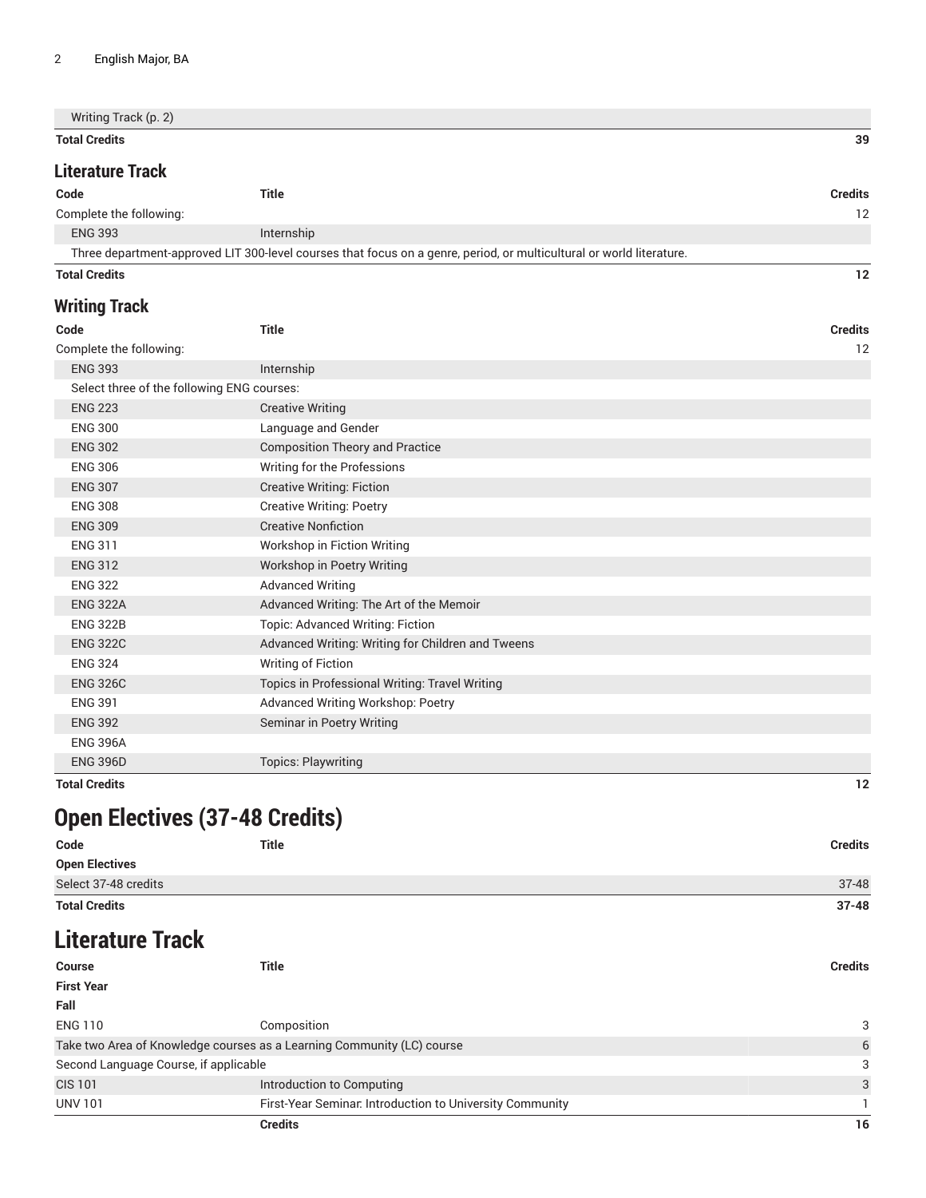| | | |
|---|---|---|
| Writing Track (p. 2) | | |
| **Total Credits** | | **39** |

### Literature Track

| Code | Title | Credits |
|---|---|---|
| Complete the following: | | 12 |
| ENG 393 | Internship | |
| Three department-approved LIT 300-level courses that focus on a genre, period, or multicultural or world literature. | | |
| **Total Credits** | | **12** |

### Writing Track

| Code | Title | Credits |
|---|---|---|
| Complete the following: | | 12 |
| ENG 393 | Internship | |
| Select three of the following ENG courses: | | |
| ENG 223 | Creative Writing | |
| ENG 300 | Language and Gender | |
| ENG 302 | Composition Theory and Practice | |
| ENG 306 | Writing for the Professions | |
| ENG 307 | Creative Writing: Fiction | |
| ENG 308 | Creative Writing: Poetry | |
| ENG 309 | Creative Nonfiction | |
| ENG 311 | Workshop in Fiction Writing | |
| ENG 312 | Workshop in Poetry Writing | |
| ENG 322 | Advanced Writing | |
| ENG 322A | Advanced Writing: The Art of the Memoir | |
| ENG 322B | Topic: Advanced Writing: Fiction | |
| ENG 322C | Advanced Writing: Writing for Children and Tweens | |
| ENG 324 | Writing of Fiction | |
| ENG 326C | Topics in Professional Writing: Travel Writing | |
| ENG 391 | Advanced Writing Workshop: Poetry | |
| ENG 392 | Seminar in Poetry Writing | |
| ENG 396A | | |
| ENG 396D | Topics: Playwriting | |
| **Total Credits** | | **12** |

## Open Electives (37-48 Credits)

| Code | Title | Credits |
|---|---|---|
| **Open Electives** | | |
| Select 37-48 credits | | 37-48 |
| **Total Credits** | | **37-48** |

## Literature Track

| Course | Title | Credits |
|---|---|---|
| **First Year** | | |
| **Fall** | | |
| ENG 110 | Composition | 3 |
| Take two Area of Knowledge courses as a Learning Community (LC) course | | 6 |
| Second Language Course, if applicable | | 3 |
| CIS 101 | Introduction to Computing | 3 |
| UNV 101 | First-Year Seminar: Introduction to University Community | 1 |
| | **Credits** | **16** |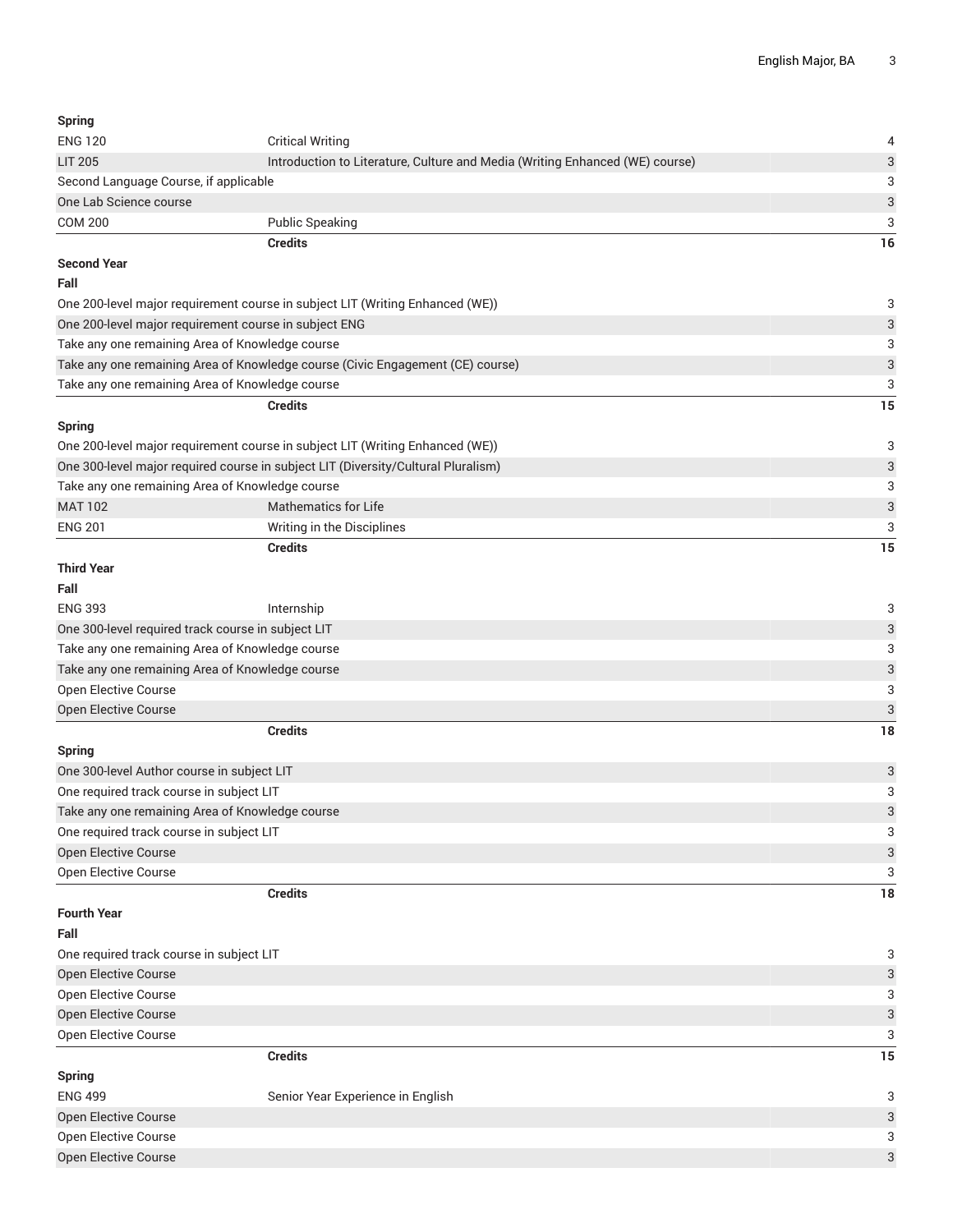| Spring | | |
|---|---|---|
| ENG 120 | Critical Writing | 4 |
| LIT 205 | Introduction to Literature, Culture and Media (Writing Enhanced (WE) course) | 3 |
| Second Language Course, if applicable | | 3 |
| One Lab Science course | | 3 |
| COM 200 | Public Speaking | 3 |
| | **Credits** | **16** |
| **Second Year** | | |
| **Fall** | | |
| One 200-level major requirement course in subject LIT (Writing Enhanced (WE)) | | 3 |
| One 200-level major requirement course in subject ENG | | 3 |
| Take any one remaining Area of Knowledge course | | 3 |
| Take any one remaining Area of Knowledge course (Civic Engagement (CE) course) | | 3 |
| Take any one remaining Area of Knowledge course | | 3 |
| | **Credits** | **15** |
| **Spring** | | |
| One 200-level major requirement course in subject LIT (Writing Enhanced (WE)) | | 3 |
| One 300-level major required course in subject LIT (Diversity/Cultural Pluralism) | | 3 |
| Take any one remaining Area of Knowledge course | | 3 |
| MAT 102 | Mathematics for Life | 3 |
| ENG 201 | Writing in the Disciplines | 3 |
| | **Credits** | **15** |
| **Third Year** | | |
| **Fall** | | |
| ENG 393 | Internship | 3 |
| One 300-level required track course in subject LIT | | 3 |
| Take any one remaining Area of Knowledge course | | 3 |
| Take any one remaining Area of Knowledge course | | 3 |
| Open Elective Course | | 3 |
| Open Elective Course | | 3 |
| | **Credits** | **18** |
| **Spring** | | |
| One 300-level Author course in subject LIT | | 3 |
| One required track course in subject LIT | | 3 |
| Take any one remaining Area of Knowledge course | | 3 |
| One required track course in subject LIT | | 3 |
| Open Elective Course | | 3 |
| Open Elective Course | | 3 |
| | **Credits** | **18** |
| **Fourth Year** | | |
| **Fall** | | |
| One required track course in subject LIT | | 3 |
| Open Elective Course | | 3 |
| Open Elective Course | | 3 |
| Open Elective Course | | 3 |
| Open Elective Course | | 3 |
| | **Credits** | **15** |
| **Spring** | | |
| ENG 499 | Senior Year Experience in English | 3 |
| Open Elective Course | | 3 |
| Open Elective Course | | 3 |
| Open Elective Course | | 3 |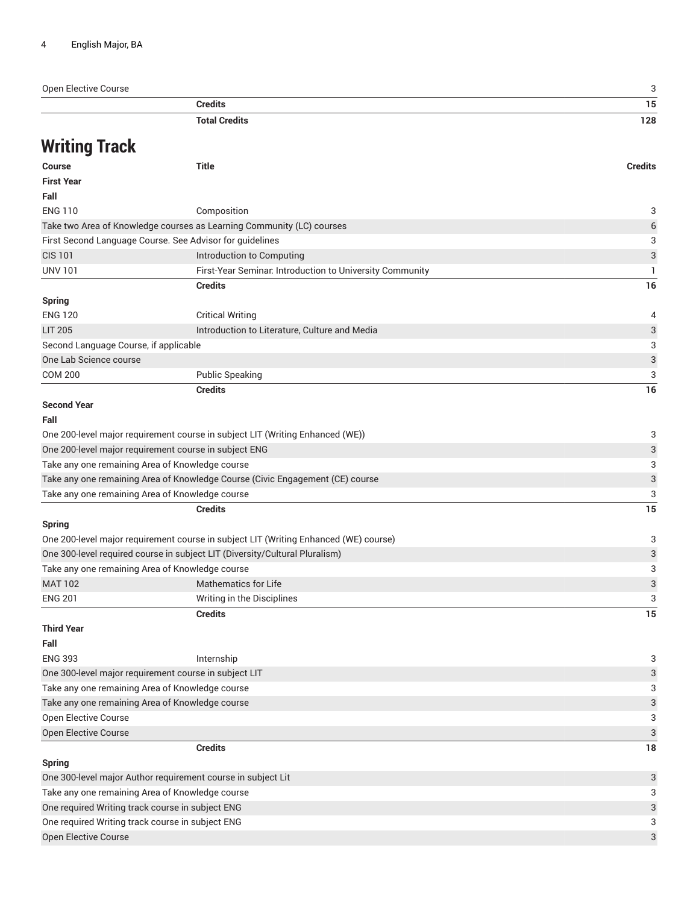| | | |
|---|---|---|
| Open Elective Course | | 3 |
| | **Credits** | **15** |
| | **Total Credits** | **128** |

## Writing Track

| Course | Title | Credits |
|---|---|---|
| **First Year** | | |
| **Fall** | | |
| ENG 110 | Composition | 3 |
| Take two Area of Knowledge courses as Learning Community (LC) courses | | 6 |
| First Second Language Course. See Advisor for guidelines | | 3 |
| CIS 101 | Introduction to Computing | 3 |
| UNV 101 | First-Year Seminar: Introduction to University Community | 1 |
| | **Credits** | **16** |
| **Spring** | | |
| ENG 120 | Critical Writing | 4 |
| LIT 205 | Introduction to Literature, Culture and Media | 3 |
| Second Language Course, if applicable | | 3 |
| One Lab Science course | | 3 |
| COM 200 | Public Speaking | 3 |
| | **Credits** | **16** |
| **Second Year** | | |
| **Fall** | | |
| One 200-level major requirement course in subject LIT (Writing Enhanced (WE)) | | 3 |
| One 200-level major requirement course in subject ENG | | 3 |
| Take any one remaining Area of Knowledge course | | 3 |
| Take any one remaining Area of Knowledge Course (Civic Engagement (CE) course | | 3 |
| Take any one remaining Area of Knowledge course | | 3 |
| | **Credits** | **15** |
| **Spring** | | |
| One 200-level major requirement course in subject LIT (Writing Enhanced (WE) course) | | 3 |
| One 300-level required course in subject LIT (Diversity/Cultural Pluralism) | | 3 |
| Take any one remaining Area of Knowledge course | | 3 |
| MAT 102 | Mathematics for Life | 3 |
| ENG 201 | Writing in the Disciplines | 3 |
| | **Credits** | **15** |
| **Third Year** | | |
| **Fall** | | |
| ENG 393 | Internship | 3 |
| One 300-level major requirement course in subject LIT | | 3 |
| Take any one remaining Area of Knowledge course | | 3 |
| Take any one remaining Area of Knowledge course | | 3 |
| Open Elective Course | | 3 |
| Open Elective Course | | 3 |
| | **Credits** | **18** |
| **Spring** | | |
| One 300-level major Author requirement course in subject Lit | | 3 |
| Take any one remaining Area of Knowledge course | | 3 |
| One required Writing track course in subject ENG | | 3 |
| One required Writing track course in subject ENG | | 3 |
| Open Elective Course | | 3 |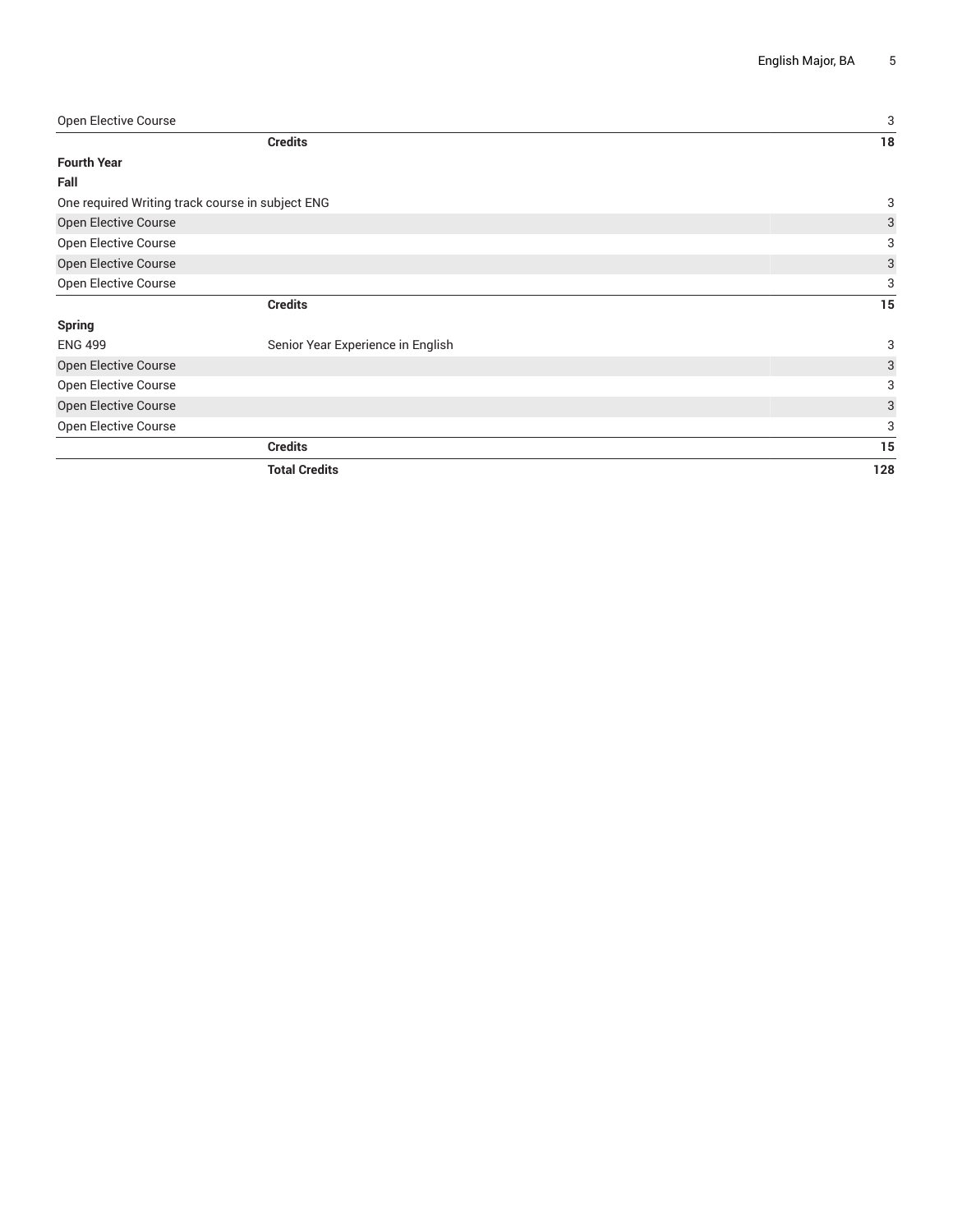| | | |
|---|---|---|
| Open Elective Course | | 3 |
| | **Credits** | **18** |
| **Fourth Year** | | |
| **Fall** | | |
| One required Writing track course in subject ENG | | 3 |
| Open Elective Course | | 3 |
| Open Elective Course | | 3 |
| Open Elective Course | | 3 |
| Open Elective Course | | 3 |
| | **Credits** | **15** |
| **Spring** | | |
| ENG 499 | Senior Year Experience in English | 3 |
| Open Elective Course | | 3 |
| Open Elective Course | | 3 |
| Open Elective Course | | 3 |
| Open Elective Course | | 3 |
| | **Credits** | **15** |
| | **Total Credits** | **128** |